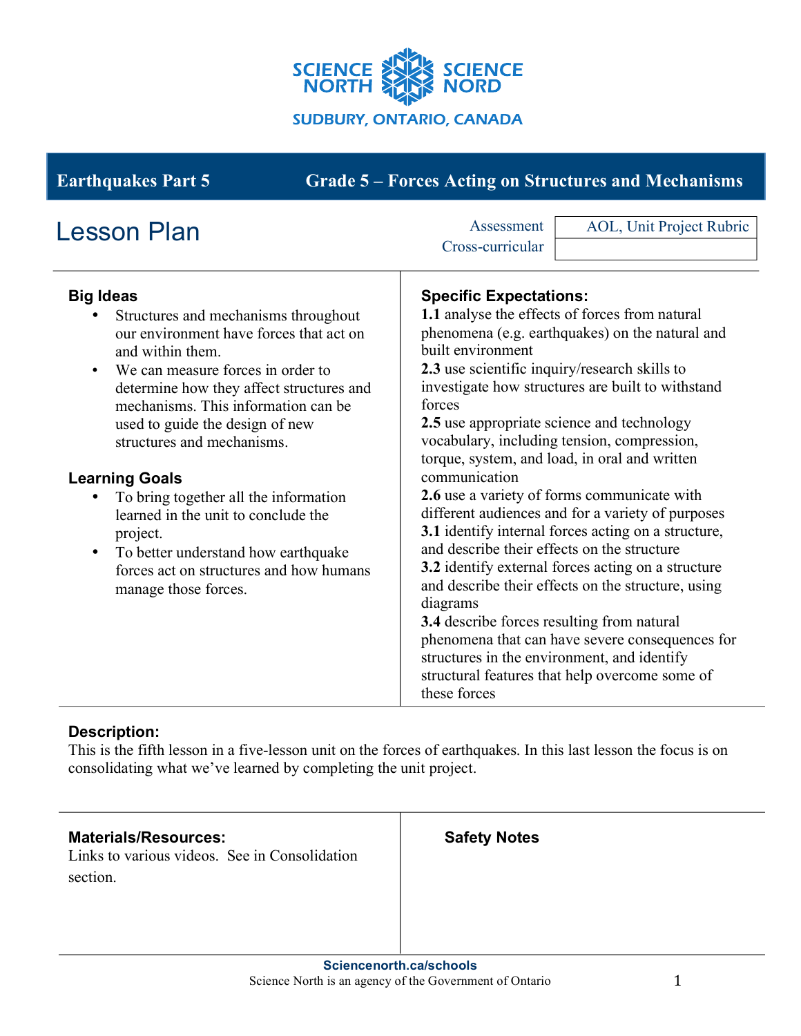Earthquakes Part 5 | Grade 5 – Forces Acting on Structures and Mechanisms

# Lesson Plan

| Assessment | AOL, Unit Project Rubric |
| --- | --- |
| Cross-curricular | |

## Big Ideas

- Structures and mechanisms throughout our environment have forces that act on and within them.
- We can measure forces in order to determine how they affect structures and mechanisms. This information can be used to guide the design of new structures and mechanisms.

## Learning Goals

- To bring together all the information learned in the unit to conclude the project.
- To better understand how earthquake forces act on structures and how humans manage those forces.

## Specific Expectations:

**1.1** analyse the effects of forces from natural phenomena (e.g. earthquakes) on the natural and built environment
**2.3** use scientific inquiry/research skills to investigate how structures are built to withstand forces
**2.5** use appropriate science and technology vocabulary, including tension, compression, torque, system, and load, in oral and written communication
**2.6** use a variety of forms communicate with different audiences and for a variety of purposes
**3.1** identify internal forces acting on a structure, and describe their effects on the structure
**3.2** identify external forces acting on a structure and describe their effects on the structure, using diagrams
**3.4** describe forces resulting from natural phenomena that can have severe consequences for structures in the environment, and identify structural features that help overcome some of these forces

## Description:

This is the fifth lesson in a five-lesson unit on the forces of earthquakes. In this last lesson the focus is on consolidating what we've learned by completing the unit project.

## Materials/Resources:

Links to various videos. See in Consolidation section.

## Safety Notes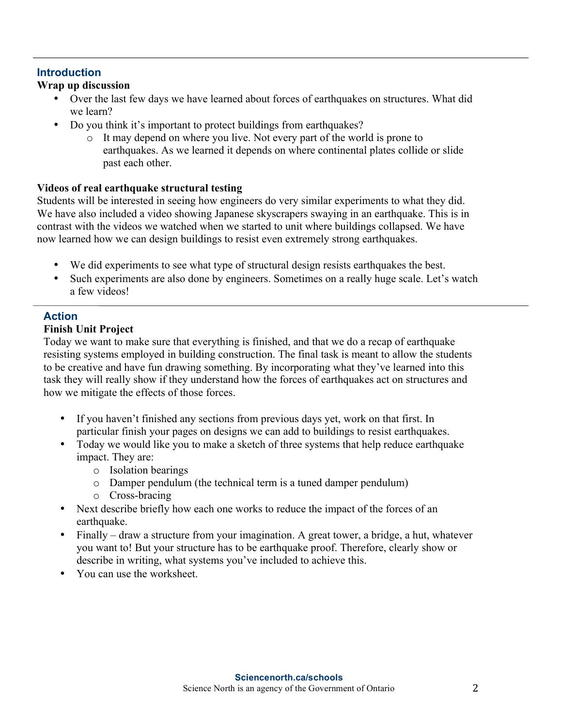## Introduction

**Wrap up discussion**

- Over the last few days we have learned about forces of earthquakes on structures. What did we learn?
- Do you think it's important to protect buildings from earthquakes?
    - It may depend on where you live. Not every part of the world is prone to earthquakes. As we learned it depends on where continental plates collide or slide past each other.

**Videos of real earthquake structural testing**

Students will be interested in seeing how engineers do very similar experiments to what they did. We have also included a video showing Japanese skyscrapers swaying in an earthquake. This is in contrast with the videos we watched when we started to unit where buildings collapsed. We have now learned how we can design buildings to resist even extremely strong earthquakes.

- We did experiments to see what type of structural design resists earthquakes the best.
- Such experiments are also done by engineers. Sometimes on a really huge scale. Let's watch a few videos!

## Action

**Finish Unit Project**

Today we want to make sure that everything is finished, and that we do a recap of earthquake resisting systems employed in building construction. The final task is meant to allow the students to be creative and have fun drawing something. By incorporating what they've learned into this task they will really show if they understand how the forces of earthquakes act on structures and how we mitigate the effects of those forces.

- If you haven't finished any sections from previous days yet, work on that first. In particular finish your pages on designs we can add to buildings to resist earthquakes.
- Today we would like you to make a sketch of three systems that help reduce earthquake impact. They are:
    - Isolation bearings
    - Damper pendulum (the technical term is a tuned damper pendulum)
    - Cross-bracing
- Next describe briefly how each one works to reduce the impact of the forces of an earthquake.
- Finally – draw a structure from your imagination. A great tower, a bridge, a hut, whatever you want to! But your structure has to be earthquake proof. Therefore, clearly show or describe in writing, what systems you've included to achieve this.
- You can use the worksheet.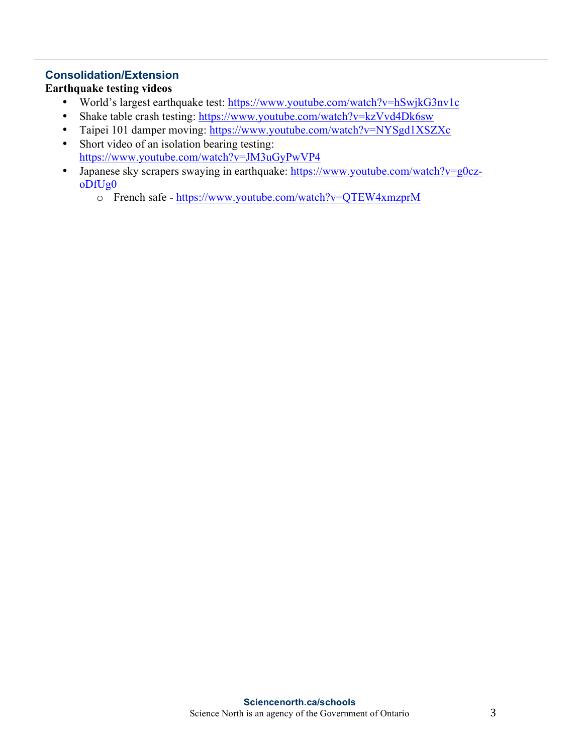## Consolidation/Extension

**Earthquake testing videos**

- World's largest earthquake test: https://www.youtube.com/watch?v=hSwjkG3nv1c
- Shake table crash testing: https://www.youtube.com/watch?v=kzVvd4Dk6sw
- Taipei 101 damper moving: https://www.youtube.com/watch?v=NYSgd1XSZXc
- Short video of an isolation bearing testing: https://www.youtube.com/watch?v=JM3uGyPwVP4
- Japanese sky scrapers swaying in earthquake: https://www.youtube.com/watch?v=g0cz-oDfUg0
    - French safe - https://www.youtube.com/watch?v=QTEW4xmzprM

**Sciencenorth.ca/schools**

Science North is an agency of the Government of Ontario